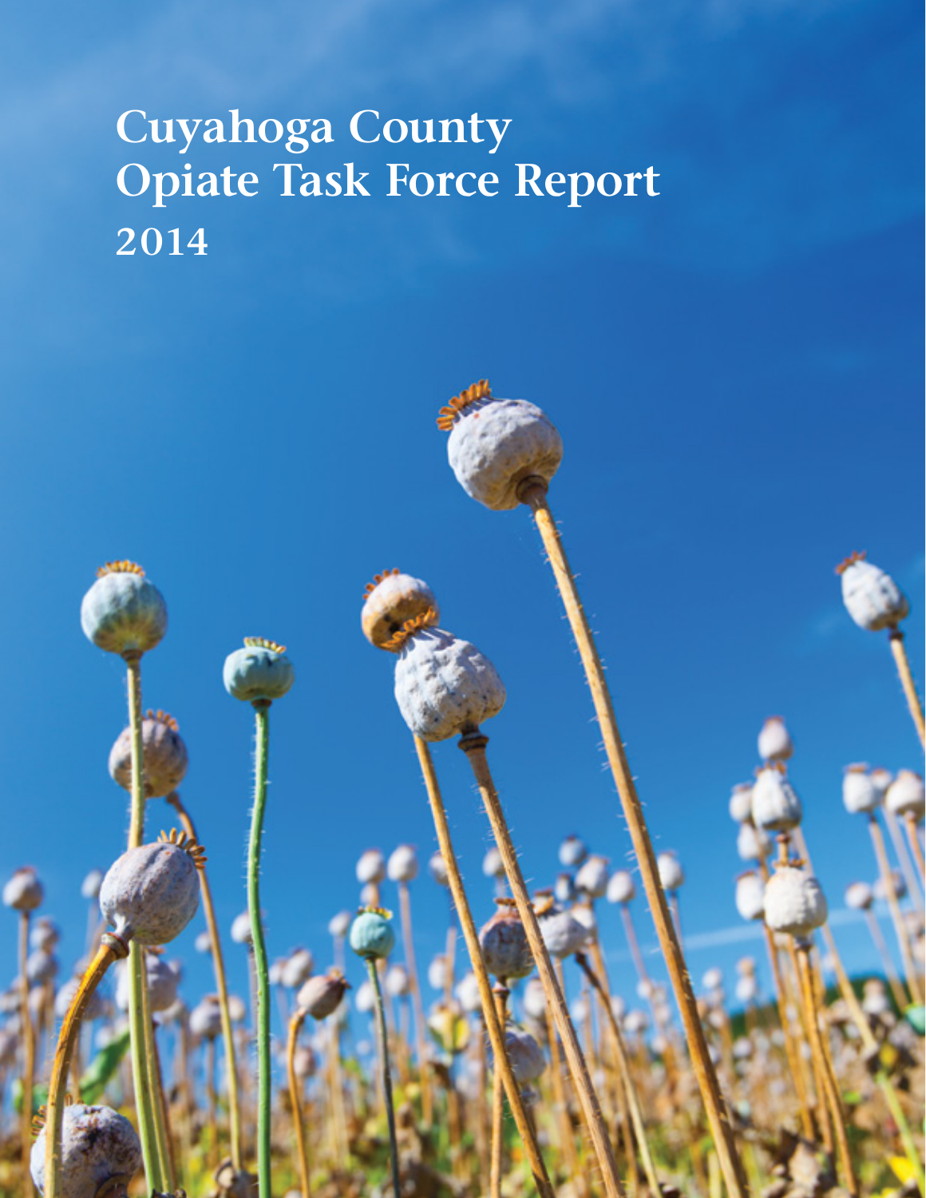# Cuyahoga County Opiate Task Force Report 2014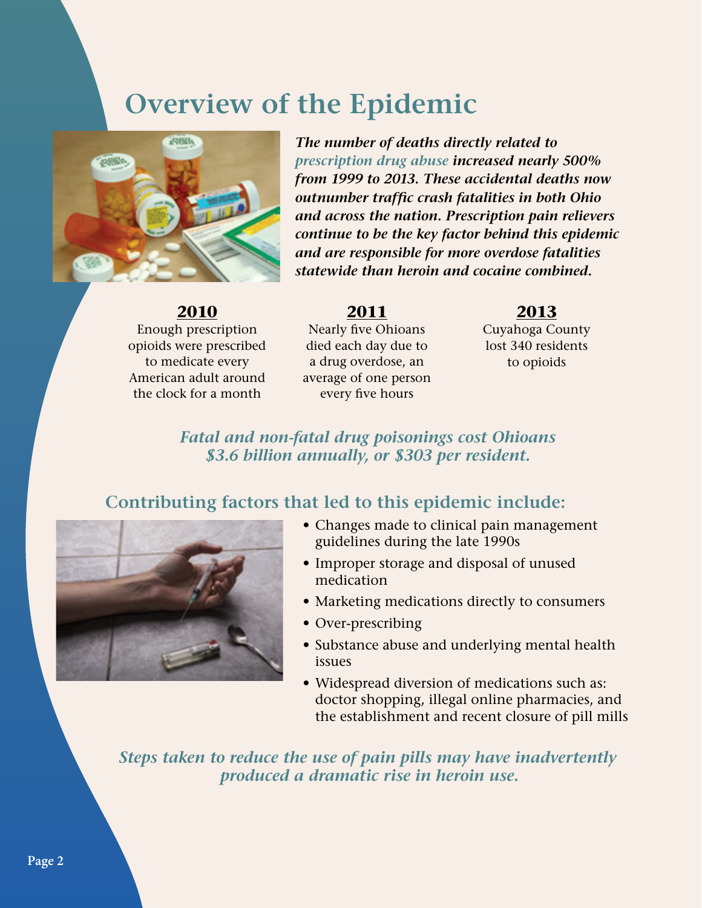# Overview of the Epidemic

***The number of deaths directly related to prescription drug abuse increased nearly 500% from 1999 to 2013. These accidental deaths now outnumber traffic crash fatalities in both Ohio and across the nation. Prescription pain relievers continue to be the key factor behind this epidemic and are responsible for more overdose fatalities statewide than heroin and cocaine combined.***

**2010**
Enough prescription opioids were prescribed to medicate every American adult around the clock for a month

**2011**
Nearly five Ohioans died each day due to a drug overdose, an average of one person every five hours

**2013**
Cuyahoga County lost 340 residents to opioids

***Fatal and non-fatal drug poisonings cost Ohioans $3.6 billion annually, or $303 per resident.***

## Contributing factors that led to this epidemic include:

- Changes made to clinical pain management guidelines during the late 1990s
- Improper storage and disposal of unused medication
- Marketing medications directly to consumers
- Over-prescribing
- Substance abuse and underlying mental health issues
- Widespread diversion of medications such as: doctor shopping, illegal online pharmacies, and the establishment and recent closure of pill mills

***Steps taken to reduce the use of pain pills may have inadvertently produced a dramatic rise in heroin use.***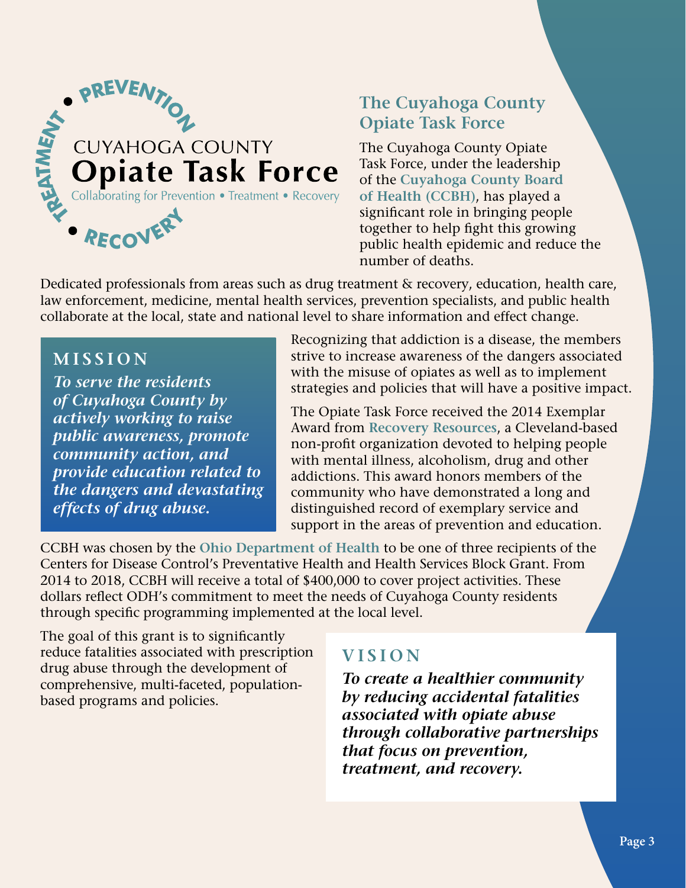PREVENTION • TREATMENT • RECOVERY

CUYAHOGA COUNTY
**Opiate Task Force**
Collaborating for Prevention • Treatment • Recovery

## The Cuyahoga County Opiate Task Force

The Cuyahoga County Opiate Task Force, under the leadership of the **Cuyahoga County Board of Health (CCBH)**, has played a significant role in bringing people together to help fight this growing public health epidemic and reduce the number of deaths.

Dedicated professionals from areas such as drug treatment & recovery, education, health care, law enforcement, medicine, mental health services, prevention specialists, and public health collaborate at the local, state and national level to share information and effect change.

### MISSION

***To serve the residents of Cuyahoga County by actively working to raise public awareness, promote community action, and provide education related to the dangers and devastating effects of drug abuse.***

Recognizing that addiction is a disease, the members strive to increase awareness of the dangers associated with the misuse of opiates as well as to implement strategies and policies that will have a positive impact.

The Opiate Task Force received the 2014 Exemplar Award from **Recovery Resources**, a Cleveland-based non-profit organization devoted to helping people with mental illness, alcoholism, drug and other addictions. This award honors members of the community who have demonstrated a long and distinguished record of exemplary service and support in the areas of prevention and education.

CCBH was chosen by the **Ohio Department of Health** to be one of three recipients of the Centers for Disease Control's Preventative Health and Health Services Block Grant. From 2014 to 2018, CCBH will receive a total of $400,000 to cover project activities. These dollars reflect ODH's commitment to meet the needs of Cuyahoga County residents through specific programming implemented at the local level.

The goal of this grant is to significantly reduce fatalities associated with prescription drug abuse through the development of comprehensive, multi-faceted, population-based programs and policies.

### VISION

***To create a healthier community by reducing accidental fatalities associated with opiate abuse through collaborative partnerships that focus on prevention, treatment, and recovery.***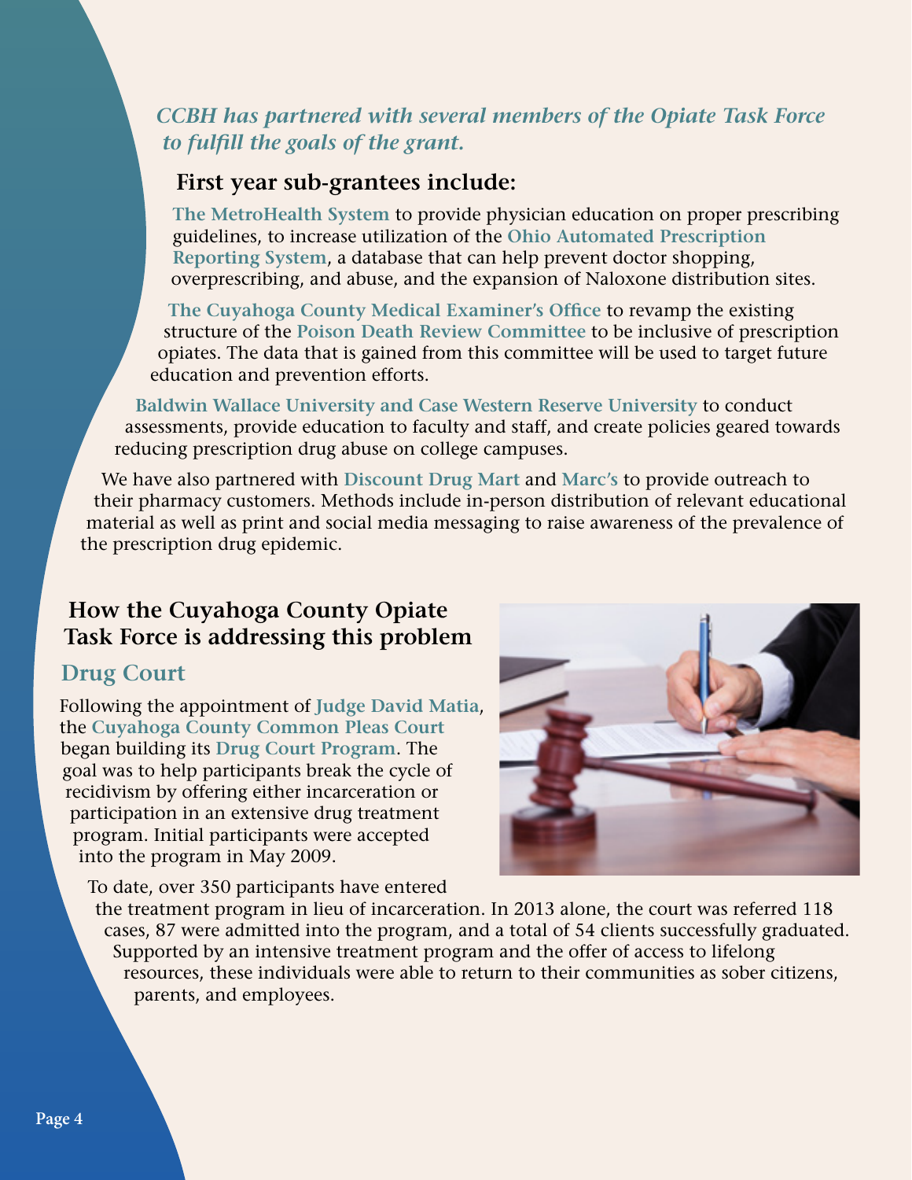*CCBH has partnered with several members of the Opiate Task Force to fulfill the goals of the grant.*

## First year sub-grantees include:

**The MetroHealth System** to provide physician education on proper prescribing guidelines, to increase utilization of the **Ohio Automated Prescription Reporting System**, a database that can help prevent doctor shopping, overprescribing, and abuse, and the expansion of Naloxone distribution sites.

**The Cuyahoga County Medical Examiner's Office** to revamp the existing structure of the **Poison Death Review Committee** to be inclusive of prescription opiates. The data that is gained from this committee will be used to target future education and prevention efforts.

**Baldwin Wallace University and Case Western Reserve University** to conduct assessments, provide education to faculty and staff, and create policies geared towards reducing prescription drug abuse on college campuses.

We have also partnered with **Discount Drug Mart** and **Marc's** to provide outreach to their pharmacy customers. Methods include in-person distribution of relevant educational material as well as print and social media messaging to raise awareness of the prevalence of the prescription drug epidemic.

## How the Cuyahoga County Opiate Task Force is addressing this problem

### Drug Court

Following the appointment of **Judge David Matia**, the **Cuyahoga County Common Pleas Court** began building its **Drug Court Program**. The goal was to help participants break the cycle of recidivism by offering either incarceration or participation in an extensive drug treatment program. Initial participants were accepted into the program in May 2009.

To date, over 350 participants have entered the treatment program in lieu of incarceration. In 2013 alone, the court was referred 118 cases, 87 were admitted into the program, and a total of 54 clients successfully graduated. Supported by an intensive treatment program and the offer of access to lifelong resources, these individuals were able to return to their communities as sober citizens, parents, and employees.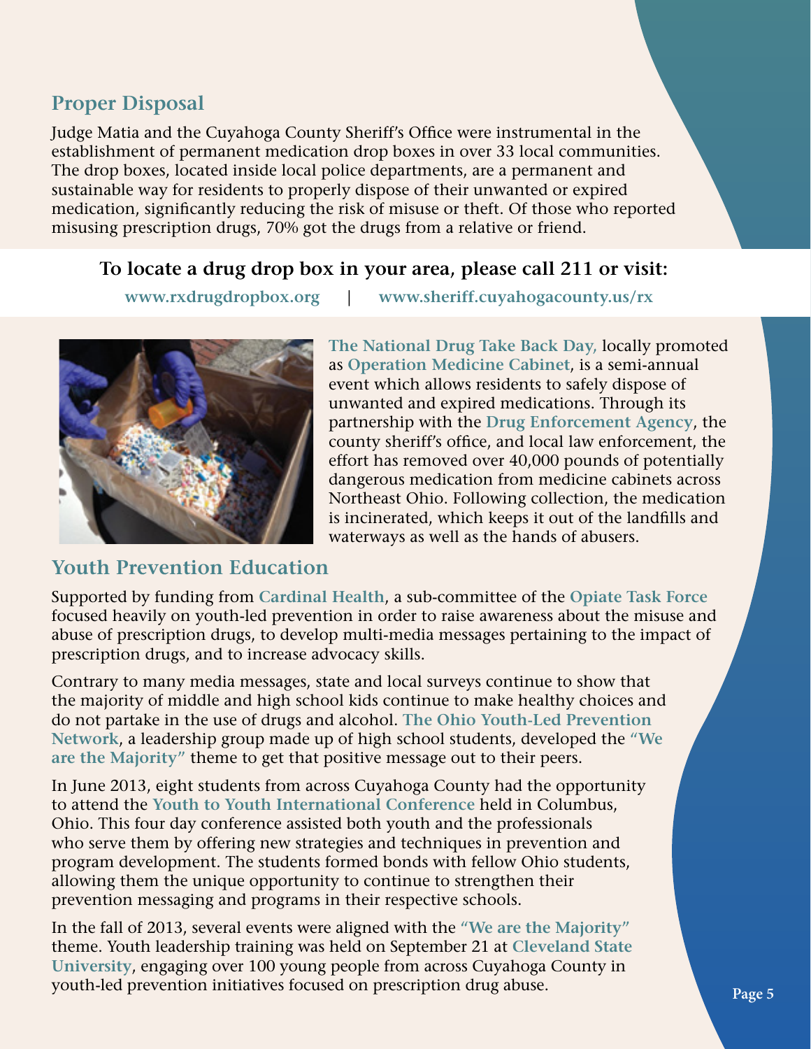## Proper Disposal

Judge Matia and the Cuyahoga County Sheriff's Office were instrumental in the establishment of permanent medication drop boxes in over 33 local communities. The drop boxes, located inside local police departments, are a permanent and sustainable way for residents to properly dispose of their unwanted or expired medication, significantly reducing the risk of misuse or theft. Of those who reported misusing prescription drugs, 70% got the drugs from a relative or friend.

**To locate a drug drop box in your area, please call 211 or visit:**

**www.rxdrugdropbox.org** | **www.sheriff.cuyahogacounty.us/rx**

**The National Drug Take Back Day,** locally promoted as **Operation Medicine Cabinet**, is a semi-annual event which allows residents to safely dispose of unwanted and expired medications. Through its partnership with the **Drug Enforcement Agency**, the county sheriff's office, and local law enforcement, the effort has removed over 40,000 pounds of potentially dangerous medication from medicine cabinets across Northeast Ohio. Following collection, the medication is incinerated, which keeps it out of the landfills and waterways as well as the hands of abusers.

## Youth Prevention Education

Supported by funding from **Cardinal Health**, a sub-committee of the **Opiate Task Force** focused heavily on youth-led prevention in order to raise awareness about the misuse and abuse of prescription drugs, to develop multi-media messages pertaining to the impact of prescription drugs, and to increase advocacy skills.

Contrary to many media messages, state and local surveys continue to show that the majority of middle and high school kids continue to make healthy choices and do not partake in the use of drugs and alcohol. **The Ohio Youth-Led Prevention Network**, a leadership group made up of high school students, developed the **"We are the Majority"** theme to get that positive message out to their peers.

In June 2013, eight students from across Cuyahoga County had the opportunity to attend the **Youth to Youth International Conference** held in Columbus, Ohio. This four day conference assisted both youth and the professionals who serve them by offering new strategies and techniques in prevention and program development. The students formed bonds with fellow Ohio students, allowing them the unique opportunity to continue to strengthen their prevention messaging and programs in their respective schools.

In the fall of 2013, several events were aligned with the **"We are the Majority"** theme. Youth leadership training was held on September 21 at **Cleveland State University**, engaging over 100 young people from across Cuyahoga County in youth-led prevention initiatives focused on prescription drug abuse.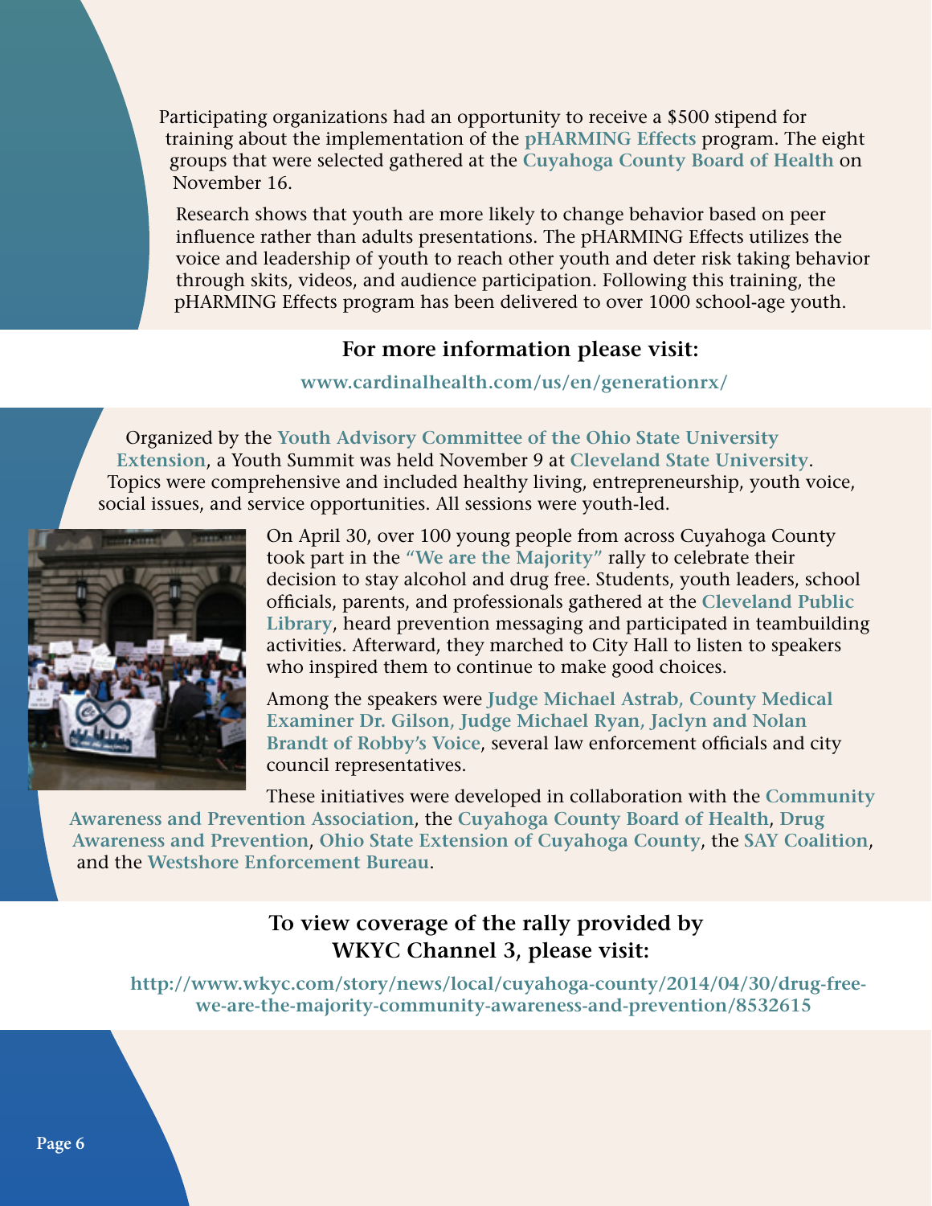Participating organizations had an opportunity to receive a $500 stipend for training about the implementation of the **pHARMING Effects** program. The eight groups that were selected gathered at the **Cuyahoga County Board of Health** on November 16.

Research shows that youth are more likely to change behavior based on peer influence rather than adults presentations. The pHARMING Effects utilizes the voice and leadership of youth to reach other youth and deter risk taking behavior through skits, videos, and audience participation. Following this training, the pHARMING Effects program has been delivered to over 1000 school-age youth.

**For more information please visit:**

**www.cardinalhealth.com/us/en/generationrx/**

Organized by the **Youth Advisory Committee of the Ohio State University Extension**, a Youth Summit was held November 9 at **Cleveland State University**. Topics were comprehensive and included healthy living, entrepreneurship, youth voice, social issues, and service opportunities. All sessions were youth-led.

On April 30, over 100 young people from across Cuyahoga County took part in the **"We are the Majority"** rally to celebrate their decision to stay alcohol and drug free. Students, youth leaders, school officials, parents, and professionals gathered at the **Cleveland Public Library**, heard prevention messaging and participated in teambuilding activities. Afterward, they marched to City Hall to listen to speakers who inspired them to continue to make good choices.

Among the speakers were **Judge Michael Astrab, County Medical Examiner Dr. Gilson, Judge Michael Ryan, Jaclyn and Nolan Brandt of Robby's Voice**, several law enforcement officials and city council representatives.

These initiatives were developed in collaboration with the **Community Awareness and Prevention Association**, the **Cuyahoga County Board of Health**, **Drug Awareness and Prevention**, **Ohio State Extension of Cuyahoga County**, the **SAY Coalition**, and the **Westshore Enforcement Bureau**.

**To view coverage of the rally provided by WKYC Channel 3, please visit:**

**http://www.wkyc.com/story/news/local/cuyahoga-county/2014/04/30/drug-free-we-are-the-majority-community-awareness-and-prevention/8532615**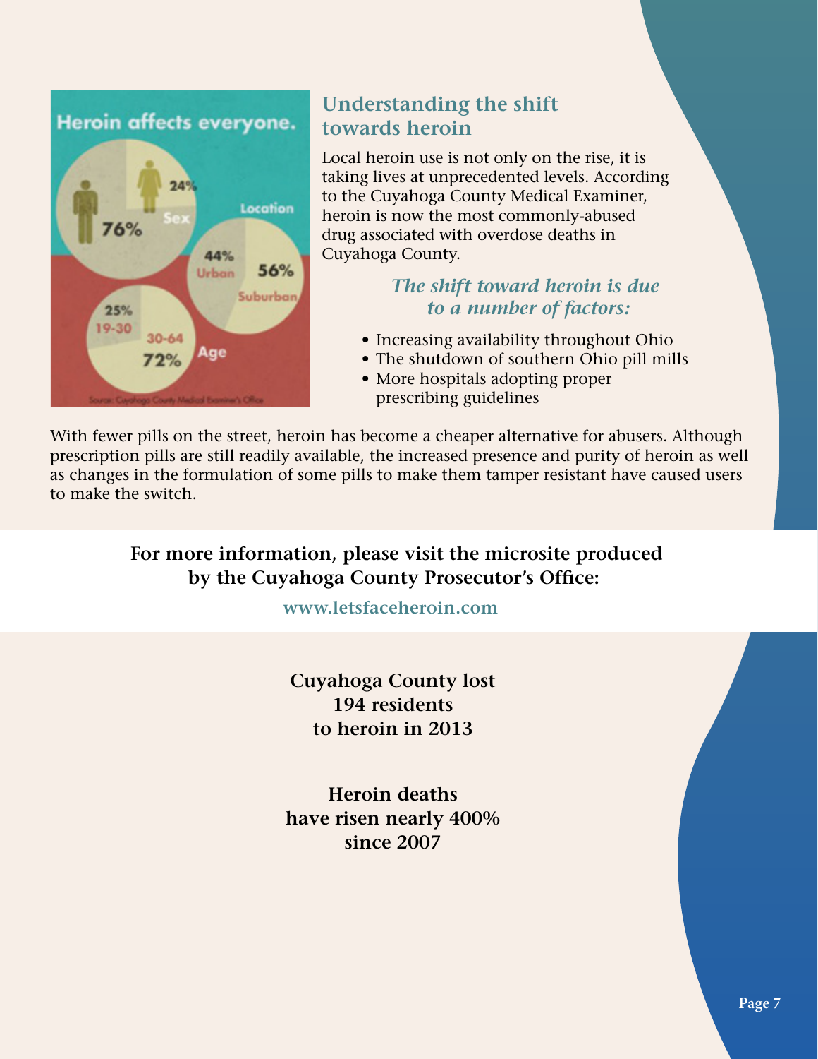**Heroin affects everyone.**

Sex: 76% / 24%

Location: 44% Urban / 56% Suburban

Age: 25% 19-30 / 72% 30-64

Source: Cuyahoga County Medical Examiner's Office

## Understanding the shift towards heroin

Local heroin use is not only on the rise, it is taking lives at unprecedented levels. According to the Cuyahoga County Medical Examiner, heroin is now the most commonly-abused drug associated with overdose deaths in Cuyahoga County.

***The shift toward heroin is due to a number of factors:***

- Increasing availability throughout Ohio
- The shutdown of southern Ohio pill mills
- More hospitals adopting proper prescribing guidelines

With fewer pills on the street, heroin has become a cheaper alternative for abusers. Although prescription pills are still readily available, the increased presence and purity of heroin as well as changes in the formulation of some pills to make them tamper resistant have caused users to make the switch.

**For more information, please visit the microsite produced by the Cuyahoga County Prosecutor's Office:**

**www.letsfaceheroin.com**

**Cuyahoga County lost 194 residents to heroin in 2013**

**Heroin deaths have risen nearly 400% since 2007**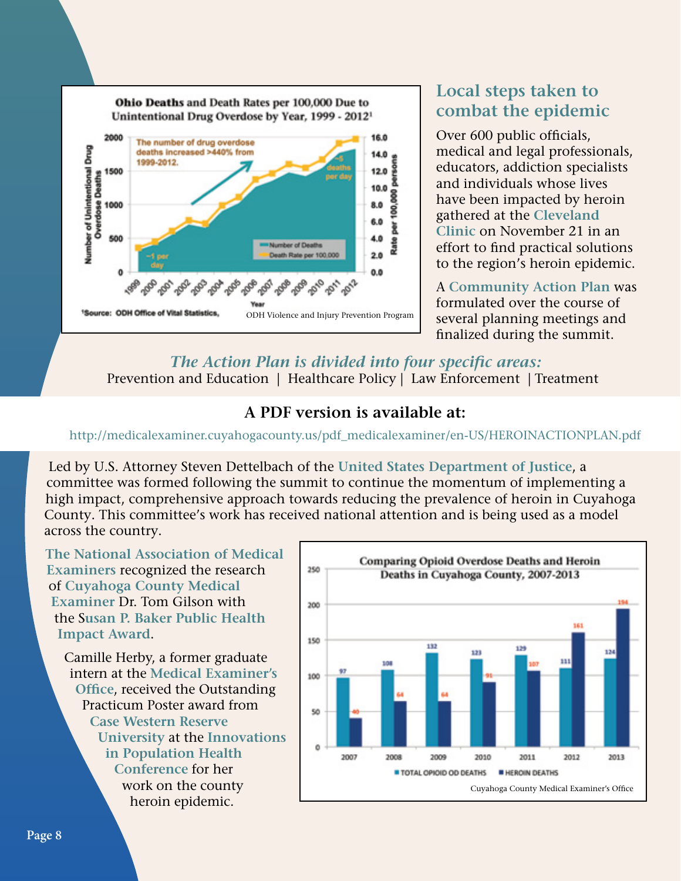**Ohio Deaths and Death Rates per 100,000 Due to Unintentional Drug Overdose by Year, 1999 - 2012**[1]

The number of drug overdose deaths increased >440% from 1999-2012.

~1 per day

~5 deaths per day

[1]Source: ODH Office of Vital Statistics, ODH Violence and Injury Prevention Program

## Local steps taken to combat the epidemic

Over 600 public officials, medical and legal professionals, educators, addiction specialists and individuals whose lives have been impacted by heroin gathered at the **Cleveland Clinic** on November 21 in an effort to find practical solutions to the region's heroin epidemic.

A **Community Action Plan** was formulated over the course of several planning meetings and finalized during the summit.

***The Action Plan is divided into four specific areas:***

Prevention and Education | Healthcare Policy | Law Enforcement | Treatment

### A PDF version is available at:

http://medicalexaminer.cuyahogacounty.us/pdf_medicalexaminer/en-US/HEROINACTIONPLAN.pdf

Led by U.S. Attorney Steven Dettelbach of the **United States Department of Justice**, a committee was formed following the summit to continue the momentum of implementing a high impact, comprehensive approach towards reducing the prevalence of heroin in Cuyahoga County. This committee's work has received national attention and is being used as a model across the country.

**The National Association of Medical Examiners** recognized the research of **Cuyahoga County Medical Examiner** Dr. Tom Gilson with the **Susan P. Baker Public Health Impact Award**.

Camille Herby, a former graduate intern at the **Medical Examiner's Office**, received the Outstanding Practicum Poster award from **Case Western Reserve University** at the **Innovations in Population Health Conference** for her work on the county heroin epidemic.

**Comparing Opioid Overdose Deaths and Heroin Deaths in Cuyahoga County, 2007-2013**

| Year | Total Opioid OD Deaths | Heroin Deaths |
|---|---|---|
| 2007 | 97 | 40 |
| 2008 | 108 | 64 |
| 2009 | 132 | 64 |
| 2010 | 123 | 91 |
| 2011 | 129 | 107 |
| 2012 | 111 | 161 |
| 2013 | 124 | 194 |

Cuyahoga County Medical Examiner's Office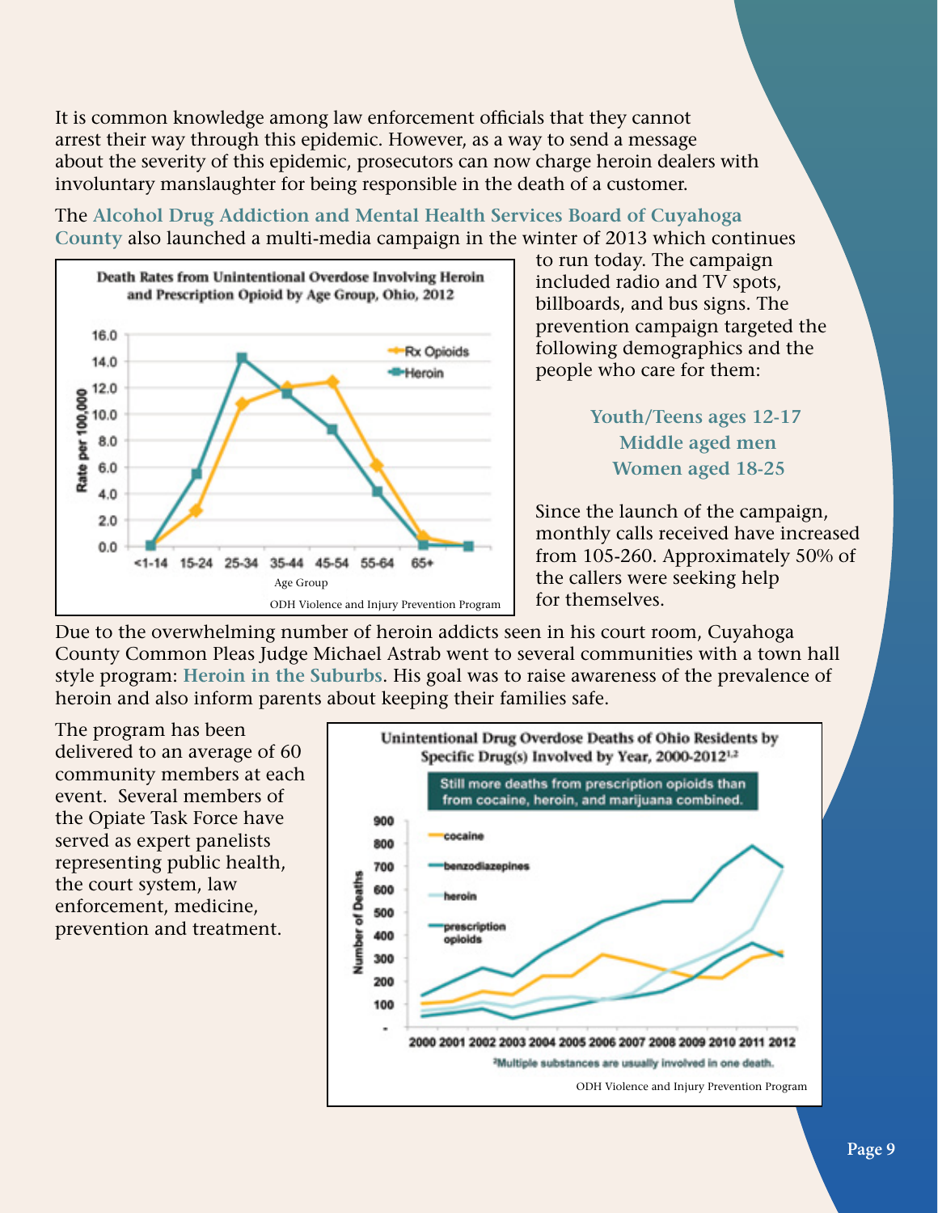It is common knowledge among law enforcement officials that they cannot arrest their way through this epidemic. However, as a way to send a message about the severity of this epidemic, prosecutors can now charge heroin dealers with involuntary manslaughter for being responsible in the death of a customer.

The **Alcohol Drug Addiction and Mental Health Services Board of Cuyahoga County** also launched a multi-media campaign in the winter of 2013 which continues to run today. The campaign included radio and TV spots, billboards, and bus signs. The prevention campaign targeted the following demographics and the people who care for them:

**Youth/Teens ages 12-17**
**Middle aged men**
**Women aged 18-25**

Since the launch of the campaign, monthly calls received have increased from 105-260. Approximately 50% of the callers were seeking help for themselves.

**Death Rates from Unintentional Overdose Involving Heroin and Prescription Opioid by Age Group, Ohio, 2012**

ODH Violence and Injury Prevention Program

Due to the overwhelming number of heroin addicts seen in his court room, Cuyahoga County Common Pleas Judge Michael Astrab went to several communities with a town hall style program: **Heroin in the Suburbs**. His goal was to raise awareness of the prevalence of heroin and also inform parents about keeping their families safe.

The program has been delivered to an average of 60 community members at each event. Several members of the Opiate Task Force have served as expert panelists representing public health, the court system, law enforcement, medicine, prevention and treatment.

**Unintentional Drug Overdose Deaths of Ohio Residents by Specific Drug(s) Involved by Year, 2000-2012[1,2]**

Still more deaths from prescription opioids than from cocaine, heroin, and marijuana combined.

[2]Multiple substances are usually involved in one death.

ODH Violence and Injury Prevention Program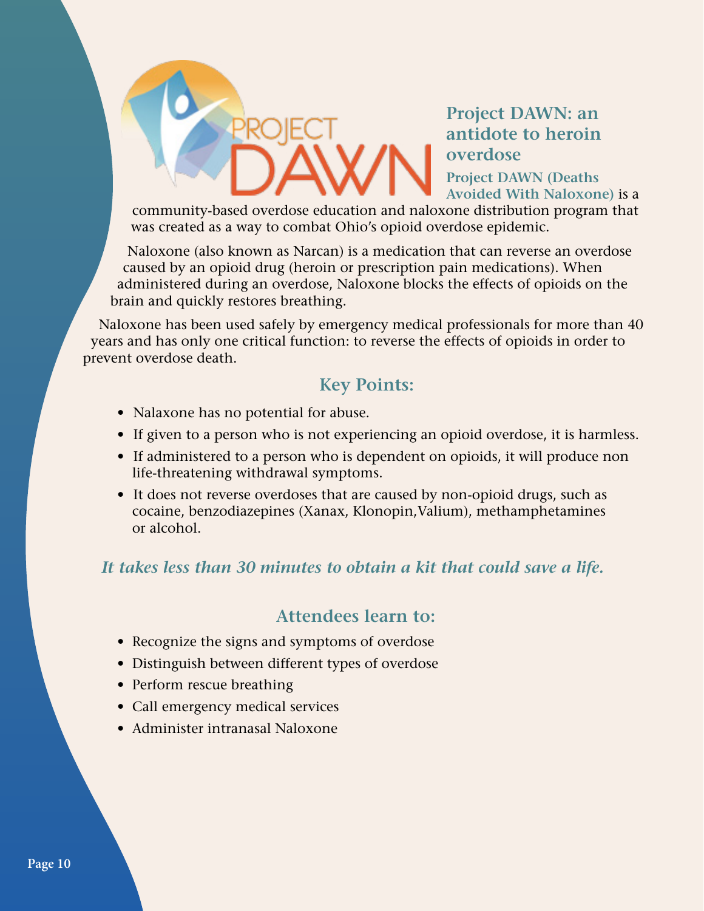## Project DAWN: an antidote to heroin overdose

**Project DAWN (Deaths Avoided With Naloxone)** is a community-based overdose education and naloxone distribution program that was created as a way to combat Ohio's opioid overdose epidemic.

Naloxone (also known as Narcan) is a medication that can reverse an overdose caused by an opioid drug (heroin or prescription pain medications). When administered during an overdose, Naloxone blocks the effects of opioids on the brain and quickly restores breathing.

Naloxone has been used safely by emergency medical professionals for more than 40 years and has only one critical function: to reverse the effects of opioids in order to prevent overdose death.

### Key Points:

- Nalaxone has no potential for abuse.
- If given to a person who is not experiencing an opioid overdose, it is harmless.
- If administered to a person who is dependent on opioids, it will produce non life-threatening withdrawal symptoms.
- It does not reverse overdoses that are caused by non-opioid drugs, such as cocaine, benzodiazepines (Xanax, Klonopin,Valium), methamphetamines or alcohol.

***It takes less than 30 minutes to obtain a kit that could save a life.***

### Attendees learn to:

- Recognize the signs and symptoms of overdose
- Distinguish between different types of overdose
- Perform rescue breathing
- Call emergency medical services
- Administer intranasal Naloxone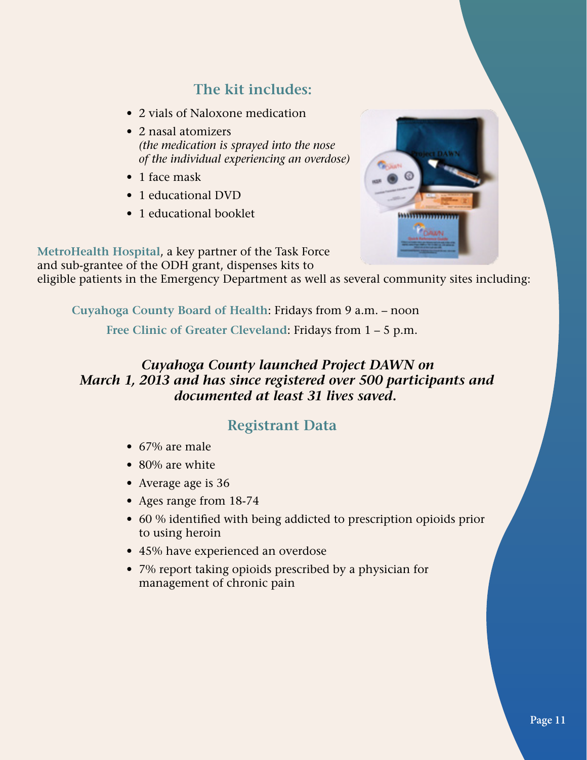## The kit includes:

- 2 vials of Naloxone medication
- 2 nasal atomizers
  *(the medication is sprayed into the nose of the individual experiencing an overdose)*
- 1 face mask
- 1 educational DVD
- 1 educational booklet

**MetroHealth Hospital**, a key partner of the Task Force and sub-grantee of the ODH grant, dispenses kits to eligible patients in the Emergency Department as well as several community sites including:

**Cuyahoga County Board of Health**: Fridays from 9 a.m. – noon

**Free Clinic of Greater Cleveland**: Fridays from 1 – 5 p.m.

***Cuyahoga County launched Project DAWN on March 1, 2013 and has since registered over 500 participants and documented at least 31 lives saved.***

## Registrant Data

- 67% are male
- 80% are white
- Average age is 36
- Ages range from 18-74
- 60 % identified with being addicted to prescription opioids prior to using heroin
- 45% have experienced an overdose
- 7% report taking opioids prescribed by a physician for management of chronic pain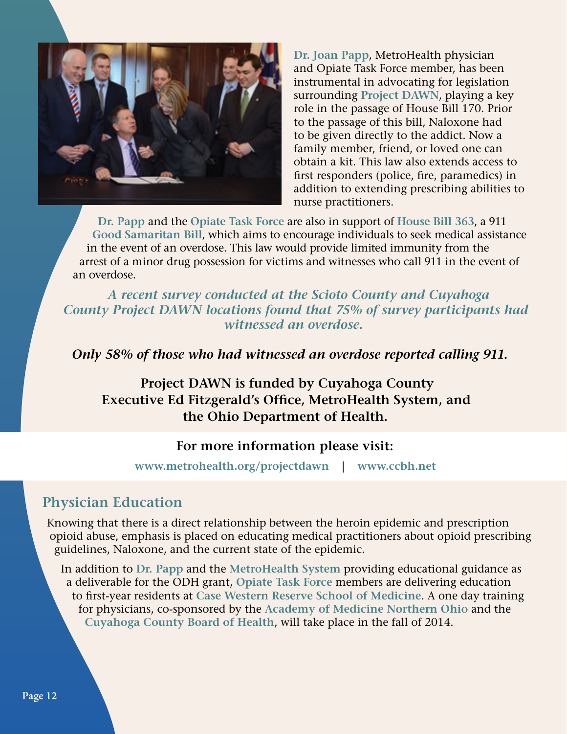**Dr. Joan Papp**, MetroHealth physician and Opiate Task Force member, has been instrumental in advocating for legislation surrounding **Project DAWN**, playing a key role in the passage of House Bill 170. Prior to the passage of this bill, Naloxone had to be given directly to the addict. Now a family member, friend, or loved one can obtain a kit. This law also extends access to first responders (police, fire, paramedics) in addition to extending prescribing abilities to nurse practitioners.

**Dr. Papp** and the **Opiate Task Force** are also in support of **House Bill 363**, a 911 **Good Samaritan Bill**, which aims to encourage individuals to seek medical assistance in the event of an overdose. This law would provide limited immunity from the arrest of a minor drug possession for victims and witnesses who call 911 in the event of an overdose.

***A recent survey conducted at the Scioto County and Cuyahoga County Project DAWN locations found that 75% of survey participants had witnessed an overdose.***

***Only 58% of those who had witnessed an overdose reported calling 911.***

**Project DAWN is funded by Cuyahoga County Executive Ed Fitzgerald's Office, MetroHealth System, and the Ohio Department of Health.**

**For more information please visit:**

**www.metrohealth.org/projectdawn** | **www.ccbh.net**

## Physician Education

Knowing that there is a direct relationship between the heroin epidemic and prescription opioid abuse, emphasis is placed on educating medical practitioners about opioid prescribing guidelines, Naloxone, and the current state of the epidemic.

In addition to **Dr. Papp** and the **MetroHealth System** providing educational guidance as a deliverable for the ODH grant, **Opiate Task Force** members are delivering education to first-year residents at **Case Western Reserve School of Medicine**. A one day training for physicians, co-sponsored by the **Academy of Medicine Northern Ohio** and the **Cuyahoga County Board of Health**, will take place in the fall of 2014.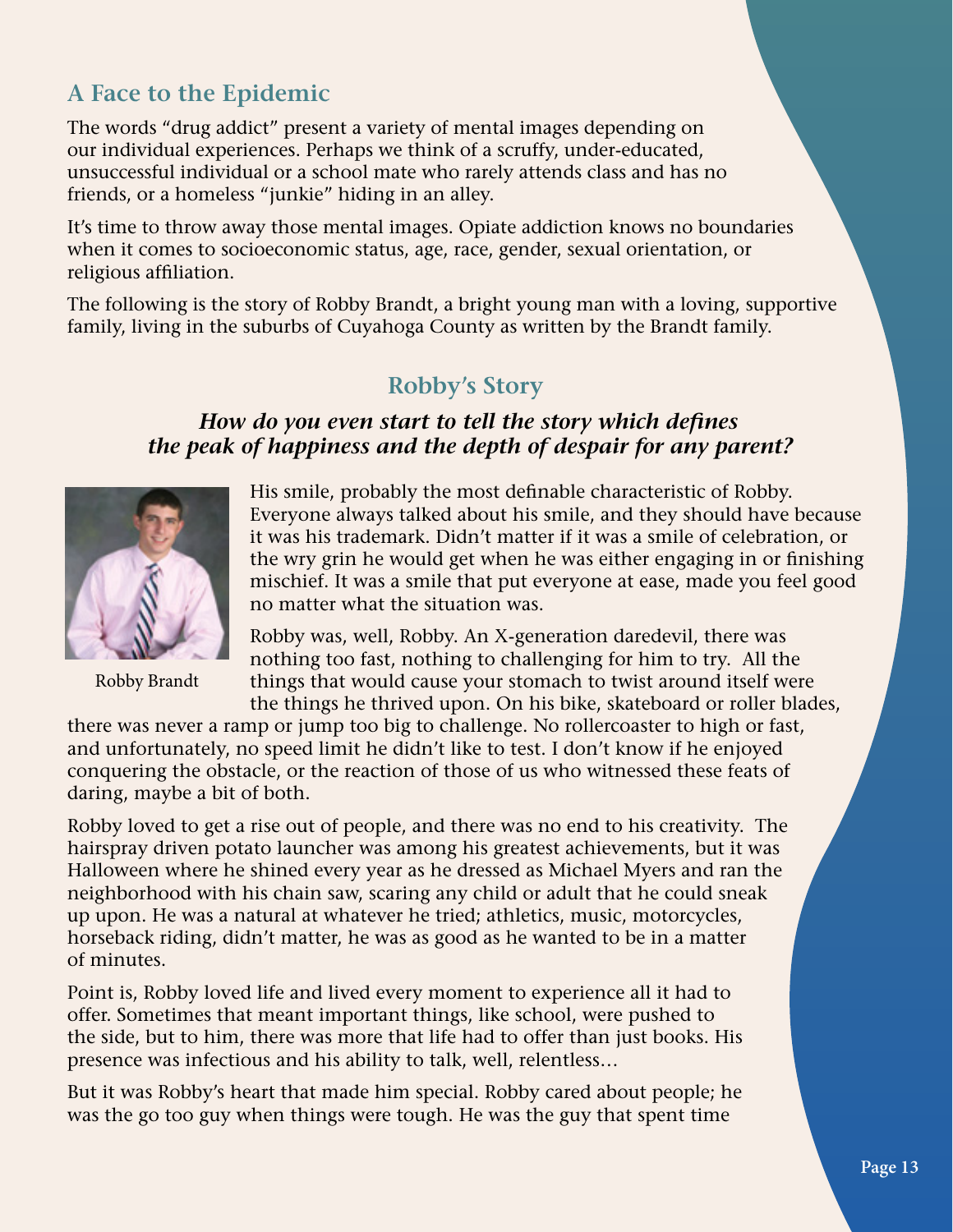## A Face to the Epidemic

The words "drug addict" present a variety of mental images depending on our individual experiences. Perhaps we think of a scruffy, under-educated, unsuccessful individual or a school mate who rarely attends class and has no friends, or a homeless "junkie" hiding in an alley.

It's time to throw away those mental images. Opiate addiction knows no boundaries when it comes to socioeconomic status, age, race, gender, sexual orientation, or religious affiliation.

The following is the story of Robby Brandt, a bright young man with a loving, supportive family, living in the suburbs of Cuyahoga County as written by the Brandt family.

## Robby's Story

***How do you even start to tell the story which defines the peak of happiness and the depth of despair for any parent?***

Robby Brandt

His smile, probably the most definable characteristic of Robby. Everyone always talked about his smile, and they should have because it was his trademark. Didn't matter if it was a smile of celebration, or the wry grin he would get when he was either engaging in or finishing mischief. It was a smile that put everyone at ease, made you feel good no matter what the situation was.

Robby was, well, Robby. An X-generation daredevil, there was nothing too fast, nothing to challenging for him to try. All the things that would cause your stomach to twist around itself were the things he thrived upon. On his bike, skateboard or roller blades, there was never a ramp or jump too big to challenge. No rollercoaster to high or fast, and unfortunately, no speed limit he didn't like to test. I don't know if he enjoyed conquering the obstacle, or the reaction of those of us who witnessed these feats of daring, maybe a bit of both.

Robby loved to get a rise out of people, and there was no end to his creativity. The hairspray driven potato launcher was among his greatest achievements, but it was Halloween where he shined every year as he dressed as Michael Myers and ran the neighborhood with his chain saw, scaring any child or adult that he could sneak up upon. He was a natural at whatever he tried; athletics, music, motorcycles, horseback riding, didn't matter, he was as good as he wanted to be in a matter of minutes.

Point is, Robby loved life and lived every moment to experience all it had to offer. Sometimes that meant important things, like school, were pushed to the side, but to him, there was more that life had to offer than just books. His presence was infectious and his ability to talk, well, relentless…

But it was Robby's heart that made him special. Robby cared about people; he was the go too guy when things were tough. He was the guy that spent time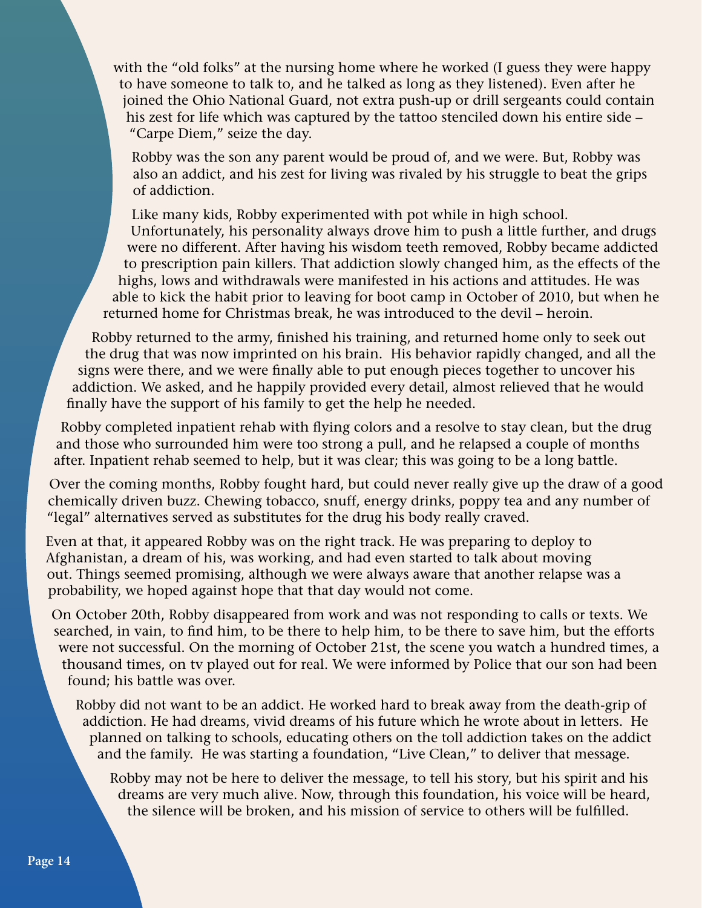with the "old folks" at the nursing home where he worked (I guess they were happy to have someone to talk to, and he talked as long as they listened). Even after he joined the Ohio National Guard, not extra push-up or drill sergeants could contain his zest for life which was captured by the tattoo stenciled down his entire side – "Carpe Diem," seize the day.

Robby was the son any parent would be proud of, and we were. But, Robby was also an addict, and his zest for living was rivaled by his struggle to beat the grips of addiction.

Like many kids, Robby experimented with pot while in high school. Unfortunately, his personality always drove him to push a little further, and drugs were no different. After having his wisdom teeth removed, Robby became addicted to prescription pain killers. That addiction slowly changed him, as the effects of the highs, lows and withdrawals were manifested in his actions and attitudes. He was able to kick the habit prior to leaving for boot camp in October of 2010, but when he returned home for Christmas break, he was introduced to the devil – heroin.

Robby returned to the army, finished his training, and returned home only to seek out the drug that was now imprinted on his brain. His behavior rapidly changed, and all the signs were there, and we were finally able to put enough pieces together to uncover his addiction. We asked, and he happily provided every detail, almost relieved that he would finally have the support of his family to get the help he needed.

Robby completed inpatient rehab with flying colors and a resolve to stay clean, but the drug and those who surrounded him were too strong a pull, and he relapsed a couple of months after. Inpatient rehab seemed to help, but it was clear; this was going to be a long battle.

Over the coming months, Robby fought hard, but could never really give up the draw of a good chemically driven buzz. Chewing tobacco, snuff, energy drinks, poppy tea and any number of "legal" alternatives served as substitutes for the drug his body really craved.

Even at that, it appeared Robby was on the right track. He was preparing to deploy to Afghanistan, a dream of his, was working, and had even started to talk about moving out. Things seemed promising, although we were always aware that another relapse was a probability, we hoped against hope that that day would not come.

On October 20th, Robby disappeared from work and was not responding to calls or texts. We searched, in vain, to find him, to be there to help him, to be there to save him, but the efforts were not successful. On the morning of October 21st, the scene you watch a hundred times, a thousand times, on tv played out for real. We were informed by Police that our son had been found; his battle was over.

Robby did not want to be an addict. He worked hard to break away from the death-grip of addiction. He had dreams, vivid dreams of his future which he wrote about in letters. He planned on talking to schools, educating others on the toll addiction takes on the addict and the family. He was starting a foundation, "Live Clean," to deliver that message.

Robby may not be here to deliver the message, to tell his story, but his spirit and his dreams are very much alive. Now, through this foundation, his voice will be heard, the silence will be broken, and his mission of service to others will be fulfilled.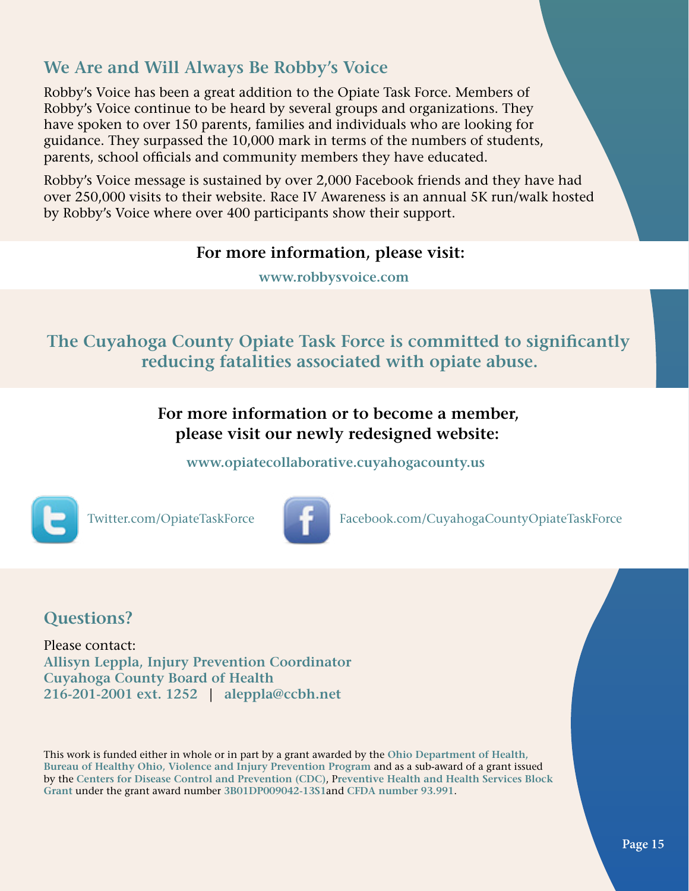## We Are and Will Always Be Robby's Voice

Robby's Voice has been a great addition to the Opiate Task Force. Members of Robby's Voice continue to be heard by several groups and organizations. They have spoken to over 150 parents, families and individuals who are looking for guidance. They surpassed the 10,000 mark in terms of the numbers of students, parents, school officials and community members they have educated.

Robby's Voice message is sustained by over 2,000 Facebook friends and they have had over 250,000 visits to their website. Race IV Awareness is an annual 5K run/walk hosted by Robby's Voice where over 400 participants show their support.

**For more information, please visit:**

**www.robbysvoice.com**

## The Cuyahoga County Opiate Task Force is committed to significantly reducing fatalities associated with opiate abuse.

**For more information or to become a member, please visit our newly redesigned website:**

**www.opiatecollaborative.cuyahogacounty.us**

Twitter.com/OpiateTaskForce

Facebook.com/CuyahogaCountyOpiateTaskForce

## Questions?

Please contact:
**Allisyn Leppla, Injury Prevention Coordinator**
**Cuyahoga County Board of Health**
**216-201-2001 ext. 1252 | aleppla@ccbh.net**

This work is funded either in whole or in part by a grant awarded by the **Ohio Department of Health, Bureau of Healthy Ohio, Violence and Injury Prevention Program** and as a sub-award of a grant issued by the **Centers for Disease Control and Prevention (CDC)**, **Preventive Health and Health Services Block Grant** under the grant award number **3B01DP009042-13S1**and **CFDA number 93.991**.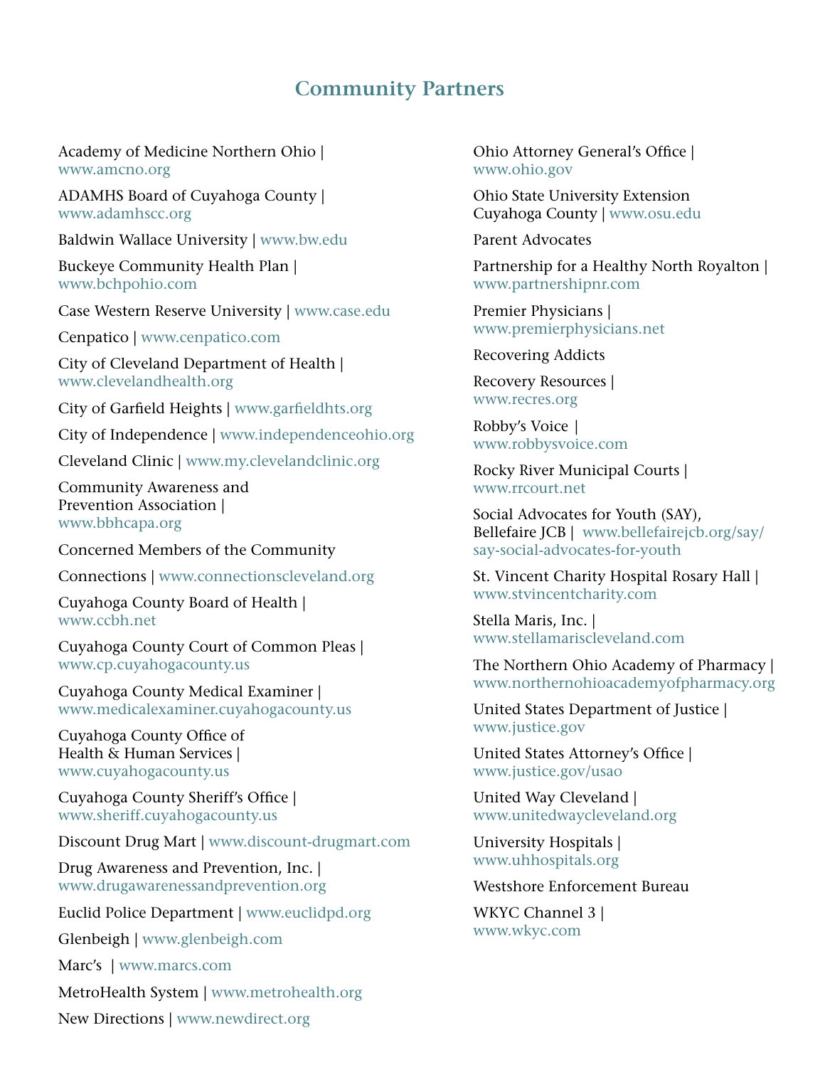# Community Partners

Academy of Medicine Northern Ohio | www.amcno.org

ADAMHS Board of Cuyahoga County | www.adamhscc.org

Baldwin Wallace University | www.bw.edu

Buckeye Community Health Plan | www.bchpohio.com

Case Western Reserve University | www.case.edu

Cenpatico | www.cenpatico.com

City of Cleveland Department of Health | www.clevelandhealth.org

City of Garfield Heights | www.garfieldhts.org

City of Independence | www.independenceohio.org

Cleveland Clinic | www.my.clevelandclinic.org

Community Awareness and Prevention Association | www.bbhcapa.org

Concerned Members of the Community

Connections | www.connectionscleveland.org

Cuyahoga County Board of Health | www.ccbh.net

Cuyahoga County Court of Common Pleas | www.cp.cuyahogacounty.us

Cuyahoga County Medical Examiner | www.medicalexaminer.cuyahogacounty.us

Cuyahoga County Office of Health & Human Services | www.cuyahogacounty.us

Cuyahoga County Sheriff's Office | www.sheriff.cuyahogacounty.us

Discount Drug Mart | www.discount-drugmart.com

Drug Awareness and Prevention, Inc. | www.drugawarenessandprevention.org

Euclid Police Department | www.euclidpd.org

Glenbeigh | www.glenbeigh.com

Marc's | www.marcs.com

MetroHealth System | www.metrohealth.org

New Directions | www.newdirect.org

Ohio Attorney General's Office | www.ohio.gov

Ohio State University Extension Cuyahoga County | www.osu.edu

Parent Advocates

Partnership for a Healthy North Royalton | www.partnershipnr.com

Premier Physicians | www.premierphysicians.net

Recovering Addicts

Recovery Resources | www.recres.org

Robby's Voice | www.robbysvoice.com

Rocky River Municipal Courts | www.rrcourt.net

Social Advocates for Youth (SAY), Bellefaire JCB | www.bellefairejcb.org/say/say-social-advocates-for-youth

St. Vincent Charity Hospital Rosary Hall | www.stvincentcharity.com

Stella Maris, Inc. | www.stellamariscleveland.com

The Northern Ohio Academy of Pharmacy | www.northernohioacademyofpharmacy.org

United States Department of Justice | www.justice.gov

United States Attorney's Office | www.justice.gov/usao

United Way Cleveland | www.unitedwaycleveland.org

University Hospitals | www.uhhospitals.org

Westshore Enforcement Bureau

WKYC Channel 3 | www.wkyc.com